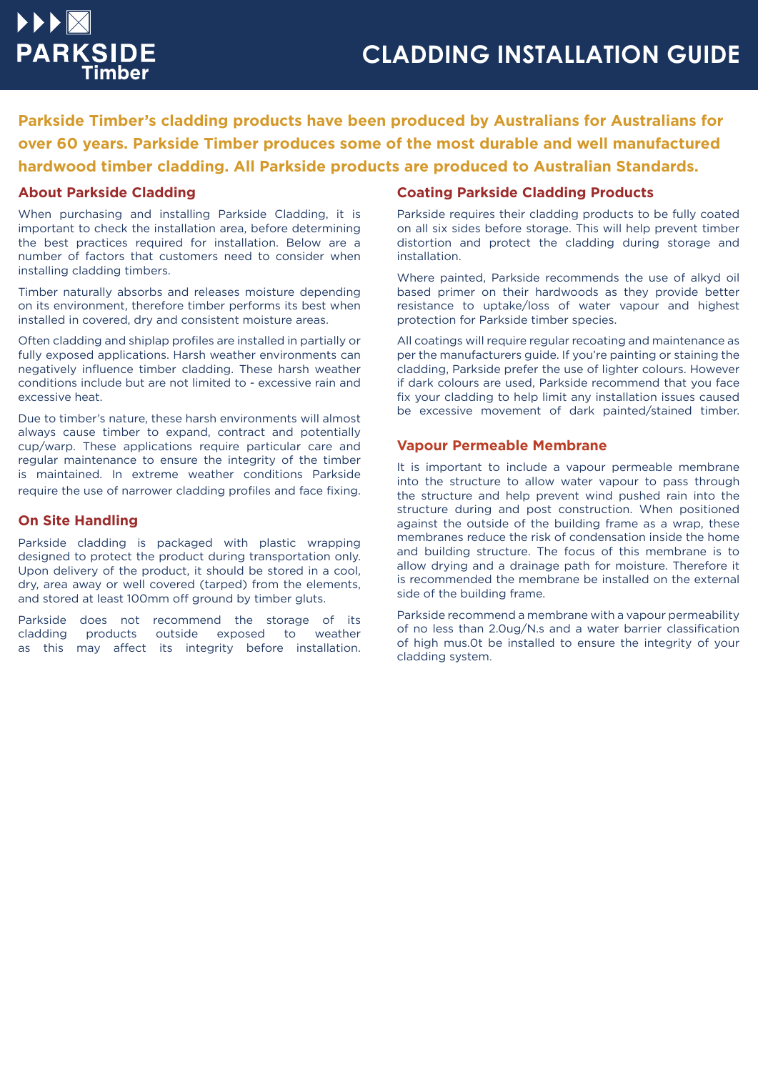# PARKSIDE Timber

# CLADDING INSTALLATION GUIDE

**Parkside Timber's cladding products have been produced by Australians for Australians for over 60 years. Parkside Timber produces some of the most durable and well manufactured hardwood timber cladding. All Parkside products are produced to Australian Standards.**

## About Parkside Cladding

When purchasing and installing Parkside Cladding, it is important to check the installation area, before determining the best practices required for installation. Below are a number of factors that customers need to consider when installing cladding timbers.

Timber naturally absorbs and releases moisture depending on its environment, therefore timber performs its best when installed in covered, dry and consistent moisture areas.

Often cladding and shiplap profiles are installed in partially or fully exposed applications. Harsh weather environments can negatively influence timber cladding. These harsh weather conditions include but are not limited to - excessive rain and excessive heat.

Due to timber's nature, these harsh environments will almost always cause timber to expand, contract and potentially cup/warp. These applications require particular care and regular maintenance to ensure the integrity of the timber is maintained. In extreme weather conditions Parkside require the use of narrower cladding profiles and face fixing.

## On Site Handling

Parkside cladding is packaged with plastic wrapping designed to protect the product during transportation only. Upon delivery of the product, it should be stored in a cool, dry, area away or well covered (tarped) from the elements, and stored at least 100mm off ground by timber gluts.

Parkside does not recommend the storage of its cladding products outside exposed to weather as this may affect its integrity before installation.

## Coating Parkside Cladding Products

Parkside requires their cladding products to be fully coated on all six sides before storage. This will help prevent timber distortion and protect the cladding during storage and installation.

Where painted, Parkside recommends the use of alkyd oil based primer on their hardwoods as they provide better resistance to uptake/loss of water vapour and highest protection for Parkside timber species.

All coatings will require regular recoating and maintenance as per the manufacturers guide. If you're painting or staining the cladding, Parkside prefer the use of lighter colours. However if dark colours are used, Parkside recommend that you face fix your cladding to help limit any installation issues caused be excessive movement of dark painted/stained timber.

## Vapour Permeable Membrane

It is important to include a vapour permeable membrane into the structure to allow water vapour to pass through the structure and help prevent wind pushed rain into the structure during and post construction. When positioned against the outside of the building frame as a wrap, these membranes reduce the risk of condensation inside the home and building structure. The focus of this membrane is to allow drying and a drainage path for moisture. Therefore it is recommended the membrane be installed on the external side of the building frame.

Parkside recommend a membrane with a vapour permeability of no less than 2.0ug/N.s and a water barrier classification of high mus.0t be installed to ensure the integrity of your cladding system.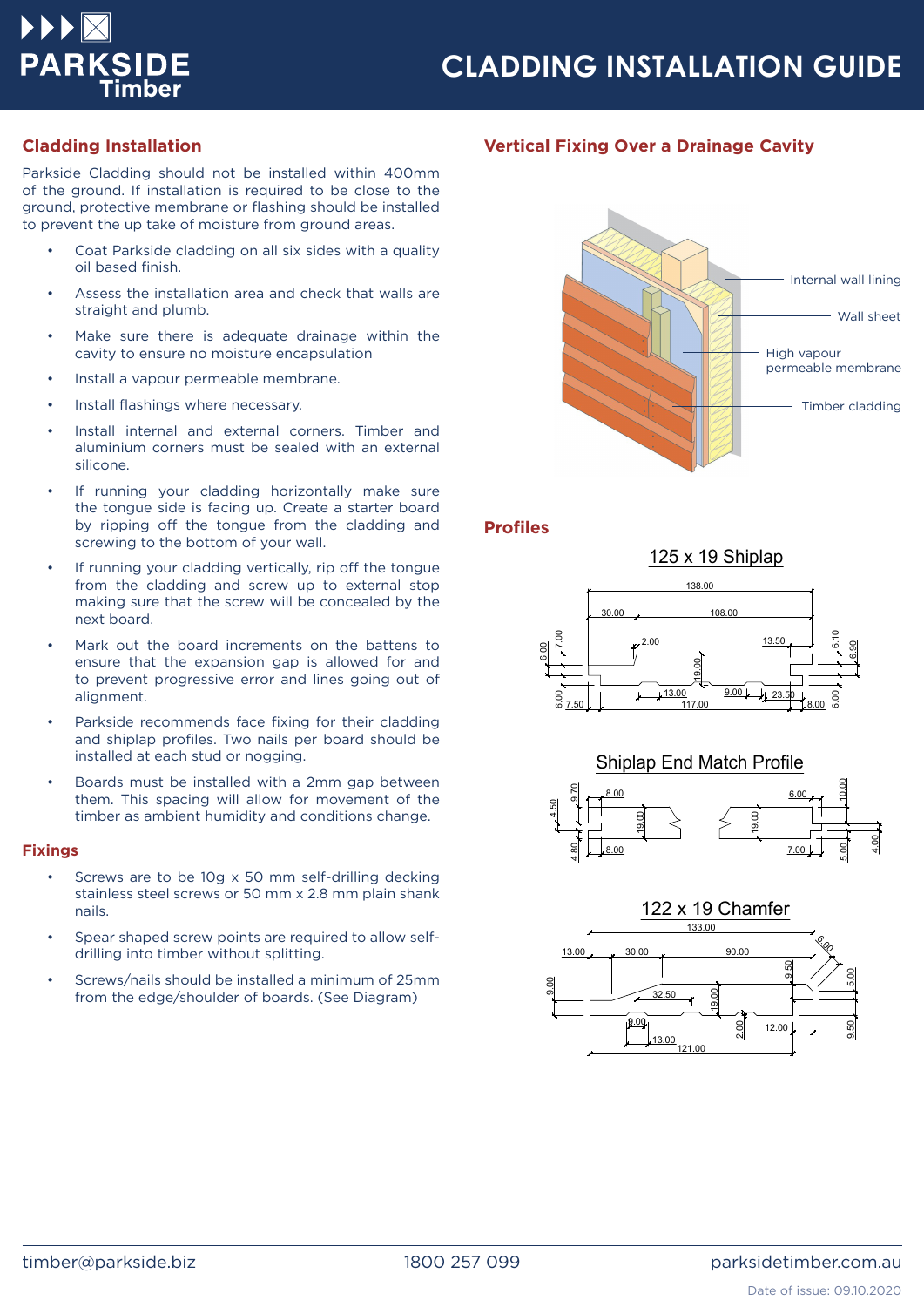# CLADDING INSTALLATION GUIDE

## Cladding Installation

Parkside Cladding should not be installed within 400mm of the ground. If installation is required to be close to the ground, protective membrane or flashing should be installed to prevent the up take of moisture from ground areas.

- Coat Parkside cladding on all six sides with a quality oil based finish.
- Assess the installation area and check that walls are straight and plumb.
- Make sure there is adequate drainage within the cavity to ensure no moisture encapsulation
- Install a vapour permeable membrane.
- Install flashings where necessary.
- Install internal and external corners. Timber and aluminium corners must be sealed with an external silicone.
- If running your cladding horizontally make sure the tongue side is facing up. Create a starter board by ripping off the tongue from the cladding and screwing to the bottom of your wall.
- If running your cladding vertically, rip off the tongue from the cladding and screw up to external stop making sure that the screw will be concealed by the next board.
- Mark out the board increments on the battens to ensure that the expansion gap is allowed for and to prevent progressive error and lines going out of alignment.
- Parkside recommends face fixing for their cladding and shiplap profiles. Two nails per board should be installed at each stud or nogging.
- Boards must be installed with a 2mm gap between them. This spacing will allow for movement of the timber as ambient humidity and conditions change.

## Fixings

- Screws are to be 10g x 50 mm self-drilling decking stainless steel screws or 50 mm x 2.8 mm plain shank nails.
- Spear shaped screw points are required to allow self-drilling into timber without splitting.
- Screws/nails should be installed a minimum of 25mm from the edge/shoulder of boards. (See Diagram)

## Vertical Fixing Over a Drainage Cavity

Internal wall lining

Wall sheet

High vapour permeable membrane

Timber cladding

## Profiles

### 125 x 19 Shiplap

138.00
30.00
108.00
2.00
13.50
6.00
7.00
19.00
6.10
6.90
6.00
7.50
13.00
117.00
9.00
23.50
8.00
6.00

### Shiplap End Match Profile

4.50
9.70
8.00
19.00
4.80
8.00
6.00
10.00
19.00
7.00
5.00
4.00

### 122 x 19 Chamfer

133.00
13.00
30.00
90.00
6.00
9.00
9.50
5.00
32.50
19.00
8.00
2.00
12.00
9.50
13.00
121.00

timber@parkside.biz 1800 257 099 parksidetimber.com.au

Date of issue: 09.10.2020